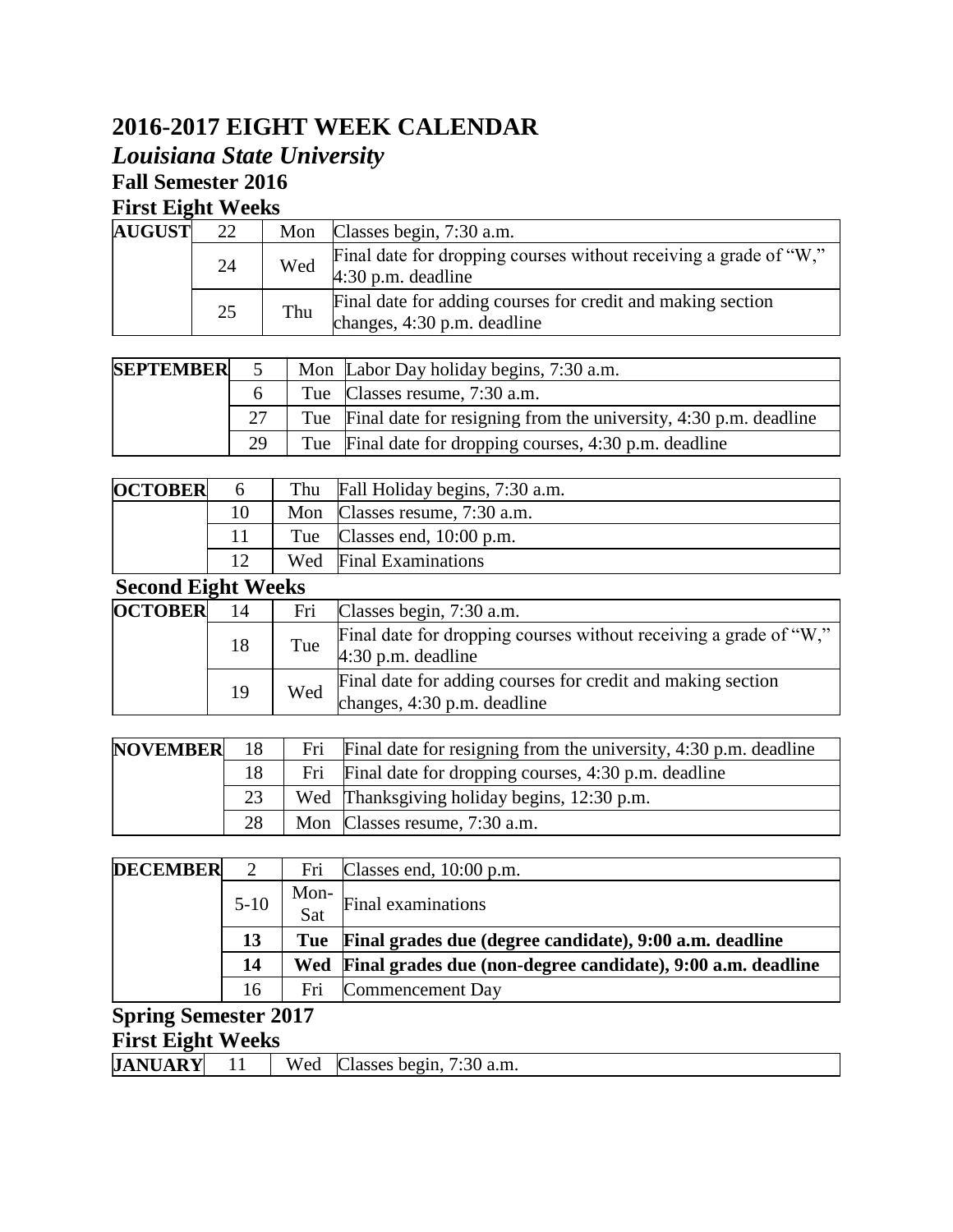# 2016-2017 EIGHT WEEK CALENDAR

## *Louisiana State University*

### Fall Semester 2016

### First Eight Weeks

| | | | |
|---|---|---|---|
| **AUGUST** | 22 | Mon | Classes begin, 7:30 a.m. |
| | 24 | Wed | Final date for dropping courses without receiving a grade of "W," 4:30 p.m. deadline |
| | 25 | Thu | Final date for adding courses for credit and making section changes, 4:30 p.m. deadline |

| | | | |
|---|---|---|---|
| **SEPTEMBER** | 5 | Mon | Labor Day holiday begins, 7:30 a.m. |
| | 6 | Tue | Classes resume, 7:30 a.m. |
| | 27 | Tue | Final date for resigning from the university, 4:30 p.m. deadline |
| | 29 | Tue | Final date for dropping courses, 4:30 p.m. deadline |

| | | | |
|---|---|---|---|
| **OCTOBER** | 6 | Thu | Fall Holiday begins, 7:30 a.m. |
| | 10 | Mon | Classes resume, 7:30 a.m. |
| | 11 | Tue | Classes end, 10:00 p.m. |
| | 12 | Wed | Final Examinations |

### Second Eight Weeks

| | | | |
|---|---|---|---|
| **OCTOBER** | 14 | Fri | Classes begin, 7:30 a.m. |
| | 18 | Tue | Final date for dropping courses without receiving a grade of "W," 4:30 p.m. deadline |
| | 19 | Wed | Final date for adding courses for credit and making section changes, 4:30 p.m. deadline |

| | | | |
|---|---|---|---|
| **NOVEMBER** | 18 | Fri | Final date for resigning from the university, 4:30 p.m. deadline |
| | 18 | Fri | Final date for dropping courses, 4:30 p.m. deadline |
| | 23 | Wed | Thanksgiving holiday begins, 12:30 p.m. |
| | 28 | Mon | Classes resume, 7:30 a.m. |

| | | | |
|---|---|---|---|
| **DECEMBER** | 2 | Fri | Classes end, 10:00 p.m. |
| | 5-10 | Mon-Sat | Final examinations |
| | **13** | **Tue** | **Final grades due (degree candidate), 9:00 a.m. deadline** |
| | **14** | **Wed** | **Final grades due (non-degree candidate), 9:00 a.m. deadline** |
| | 16 | Fri | Commencement Day |

### Spring Semester 2017

### First Eight Weeks

| | | | |
|---|---|---|---|
| **JANUARY** | 11 | Wed | Classes begin, 7:30 a.m. |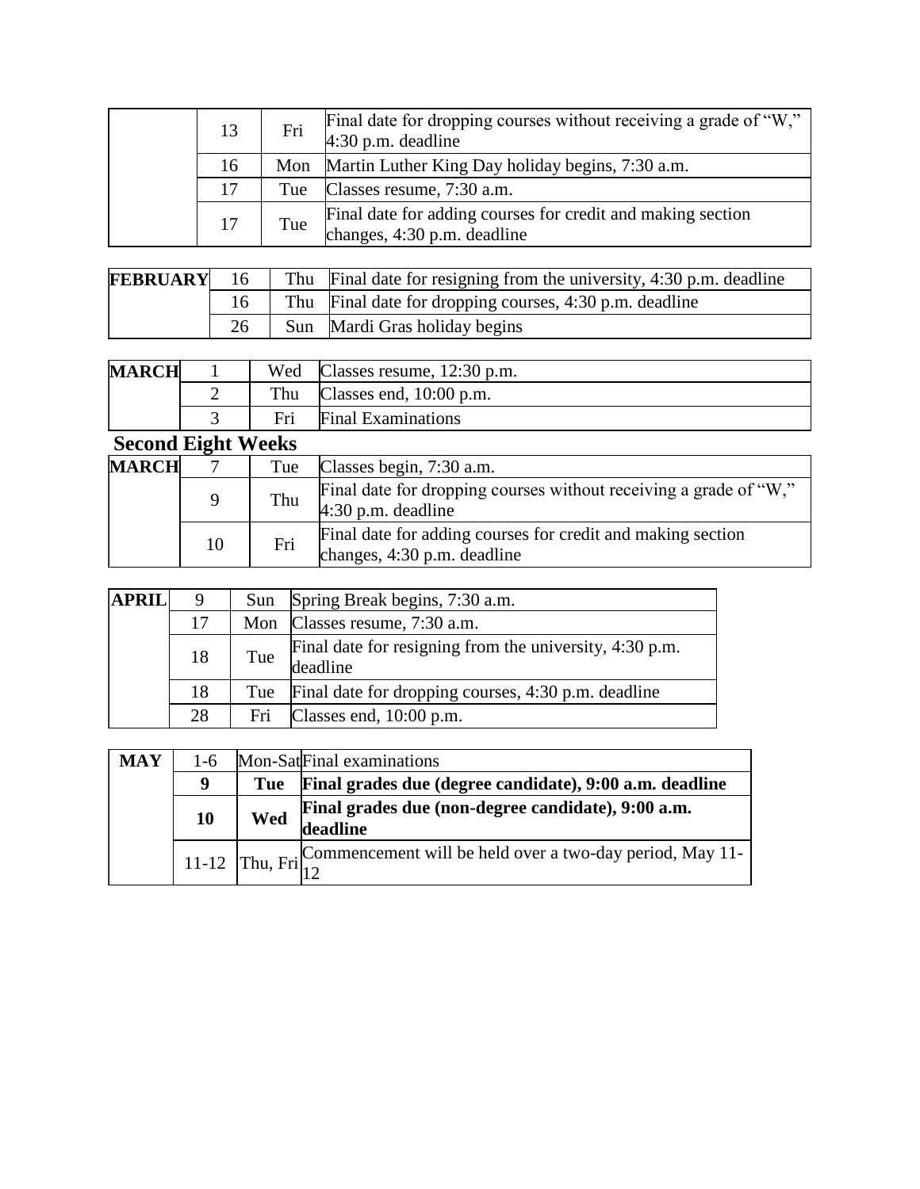| | | | |
|---|---|---|---|
| | 13 | Fri | Final date for dropping courses without receiving a grade of "W," 4:30 p.m. deadline |
| | 16 | Mon | Martin Luther King Day holiday begins, 7:30 a.m. |
| | 17 | Tue | Classes resume, 7:30 a.m. |
| | 17 | Tue | Final date for adding courses for credit and making section changes, 4:30 p.m. deadline |

| | | | |
|---|---|---|---|
| **FEBRUARY** | 16 | Thu | Final date for resigning from the university, 4:30 p.m. deadline |
| | 16 | Thu | Final date for dropping courses, 4:30 p.m. deadline |
| | 26 | Sun | Mardi Gras holiday begins |

| | | | |
|---|---|---|---|
| **MARCH** | 1 | Wed | Classes resume, 12:30 p.m. |
| | 2 | Thu | Classes end, 10:00 p.m. |
| | 3 | Fri | Final Examinations |

## Second Eight Weeks

| | | | |
|---|---|---|---|
| **MARCH** | 7 | Tue | Classes begin, 7:30 a.m. |
| | 9 | Thu | Final date for dropping courses without receiving a grade of "W," 4:30 p.m. deadline |
| | 10 | Fri | Final date for adding courses for credit and making section changes, 4:30 p.m. deadline |

| | | | |
|---|---|---|---|
| **APRIL** | 9 | Sun | Spring Break begins, 7:30 a.m. |
| | 17 | Mon | Classes resume, 7:30 a.m. |
| | 18 | Tue | Final date for resigning from the university, 4:30 p.m. deadline |
| | 18 | Tue | Final date for dropping courses, 4:30 p.m. deadline |
| | 28 | Fri | Classes end, 10:00 p.m. |

| | | | |
|---|---|---|---|
| **MAY** | 1-6 | Mon-Sat | Final examinations |
| | **9** | **Tue** | **Final grades due (degree candidate), 9:00 a.m. deadline** |
| | **10** | **Wed** | **Final grades due (non-degree candidate), 9:00 a.m. deadline** |
| | 11-12 | Thu, Fri | Commencement will be held over a two-day period, May 11-12 |